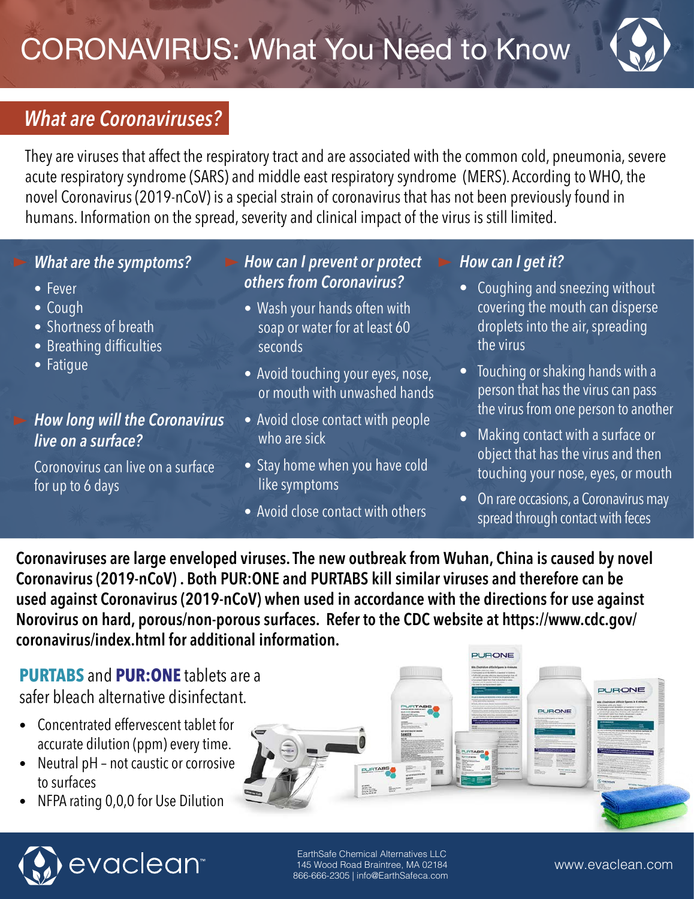# CORONAVIRUS: What You Need to Know

## *What are Coronaviruses?*

They are viruses that affect the respiratory tract and are associated with the common cold, pneumonia, severe acute respiratory syndrome (SARS) and middle east respiratory syndrome (MERS). According to WHO, the novel Coronavirus (2019-nCoV) is a special strain of coronavirus that has not been previously found in humans. Information on the spread, severity and clinical impact of the virus is still limited.

### *What are the symptoms?*

- Fever
- Cough
- Shortness of breath
- Breathing difficulties
- Fatigue

### *How long will the Coronavirus live on a surface?*

Coronovirus can live on a surface for up to 6 days

### *How can I prevent or protect others from Coronavirus?*

- Wash your hands often with soap or water for at least 60 seconds
- Avoid touching your eyes, nose, or mouth with unwashed hands
- Avoid close contact with people who are sick
- Stay home when you have cold like symptoms
- Avoid close contact with others

### *How can I get it?*

- Coughing and sneezing without covering the mouth can disperse droplets into the air, spreading the virus
- Touching or shaking hands with a person that has the virus can pass the virus from one person to another
- Making contact with a surface or object that has the virus and then touching your nose, eyes, or mouth
- On rare occasions, a Coronavirus may spread through contact with feces

**Coronaviruses are large enveloped viruses. The new outbreak from Wuhan, China is caused by novel Coronavirus (2019-nCoV) . Both PUR:ONE and PURTABS kill similar viruses and therefore can be used against Coronavirus (2019-nCoV) when used in accordance with the directions for use against Norovirus on hard, porous/non-porous surfaces. Refer to the CDC website at https://www.cdc.gov/coronavirus/index.html for additional information.**

**PURTABS** and **PUR:ONE** tablets are a safer bleach alternative disinfectant.

- Concentrated effervescent tablet for accurate dilution (ppm) every time.
- Neutral pH – not caustic or corrosive to surfaces
- NFPA rating 0,0,0 for Use Dilution

evaclean™

EarthSafe Chemical Alternatives LLC
145 Wood Road Braintree, MA 02184
866-666-2305 | info@EarthSafeca.com

www.evaclean.com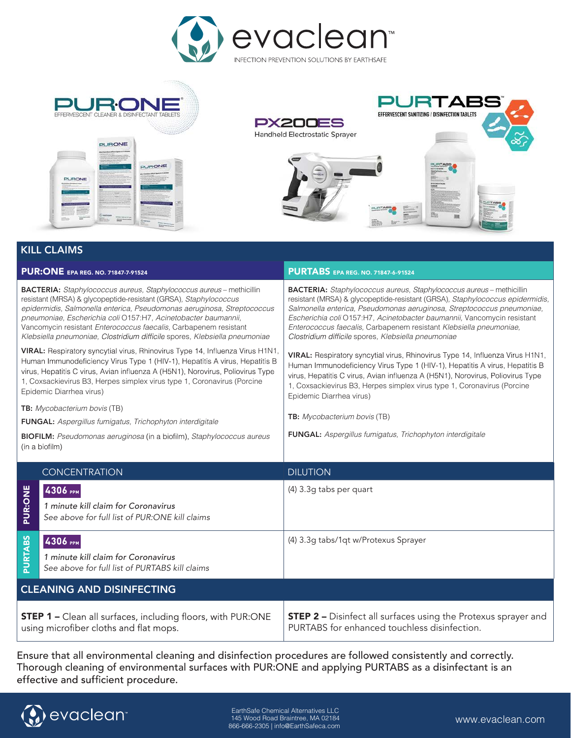# evaclean™

INFECTION PREVENTION SOLUTIONS BY EARTHSAFE

**PUR:ONE®** EFFERVESCENT CLEANER & DISINFECTANT TABLETS

**PX200ES** Handheld Electrostatic Sprayer

**PURTABS™** EFFERVESCENT SANITIZING / DISINFECTION TABLETS

## KILL CLAIMS

| PUR:ONE EPA REG. NO. 71847-7-91524 | PURTABS EPA REG. NO. 71847-6-91524 |
| --- | --- |
| **BACTERIA:** *Staphylococcus aureus, Staphylococcus aureus* – methicillin resistant (MRSA) & glycopeptide-resistant (GRSA), *Staphylococcus epidermidis, Salmonella enterica, Pseudomonas aeruginosa, Streptococcus pneumoniae, Escherichia coli* O157:H7, *Acinetobacter baumannii,* Vancomycin resistant *Enterococcus faecalis,* Carbapenem resistant *Klebsiella pneumoniae, Clostridium difficile* spores, *Klebsiella pneumoniae* | **BACTERIA:** *Staphylococcus aureus, Staphylococcus aureus* – methicillin resistant (MRSA) & glycopeptide-resistant (GRSA), *Staphylococcus epidermidis, Salmonella enterica, Pseudomonas aeruginosa, Streptococcus pneumoniae, Escherichia coli* O157:H7, *Acinetobacter baumannii,* Vancomycin resistant *Enterococcus faecalis,* Carbapenem resistant *Klebsiella pneumoniae, Clostridium difficile* spores, *Klebsiella pneumoniae* |
| **VIRAL:** Respiratory syncytial virus, Rhinovirus Type 14, Influenza Virus H1N1, Human Immunodeficiency Virus Type 1 (HIV-1), Hepatitis A virus, Hepatitis B virus, Hepatitis C virus, Avian influenza A (H5N1), Norovirus, Poliovirus Type 1, Coxsackievirus B3, Herpes simplex virus type 1, Coronavirus (Porcine Epidemic Diarrhea virus) | **VIRAL:** Respiratory syncytial virus, Rhinovirus Type 14, Influenza Virus H1N1, Human Immunodeficiency Virus Type 1 (HIV-1), Hepatitis A virus, Hepatitis B virus, Hepatitis C virus, Avian influenza A (H5N1), Norovirus, Poliovirus Type 1, Coxsackievirus B3, Herpes simplex virus type 1, Coronavirus (Porcine Epidemic Diarrhea virus) |
| **TB:** *Mycobacterium bovis* (TB) | **TB:** *Mycobacterium bovis* (TB) |
| **FUNGAL:** *Aspergillus fumigatus, Trichophyton interdigitale* | **FUNGAL:** *Aspergillus fumigatus, Trichophyton interdigitale* |
| **BIOFILM:** *Pseudomonas aeruginosa* (in a biofilm), *Staphylococcus aureus* (in a biofilm) | |

| | CONCENTRATION | DILUTION |
| --- | --- | --- |
| PUR:ONE | **4306** PPM<br>*1 minute kill claim for Coronavirus*<br>*See above for full list of PUR:ONE kill claims* | (4) 3.3g tabs per quart |
| PURTABS | **4306** PPM<br>*1 minute kill claim for Coronavirus*<br>*See above for full list of PURTABS kill claims* | (4) 3.3g tabs/1qt w/Protexus Sprayer |

## CLEANING AND DISINFECTING

**STEP 1 –** Clean all surfaces, including floors, with PUR:ONE using microfiber cloths and flat mops.

**STEP 2 –** Disinfect all surfaces using the Protexus sprayer and PURTABS for enhanced touchless disinfection.

Ensure that all environmental cleaning and disinfection procedures are followed consistently and correctly. Thorough cleaning of environmental surfaces with PUR:ONE and applying PURTABS as a disinfectant is an effective and sufficient procedure.

evaclean™

EarthSafe Chemical Alternatives LLC
145 Wood Road Braintree, MA 02184
866-666-2305 | info@EarthSafeca.com

www.evaclean.com